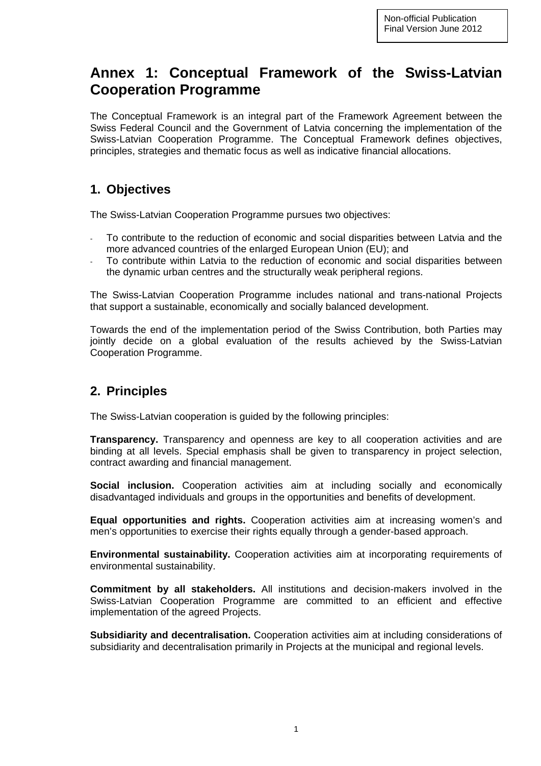Non-official Publication
Final Version June 2012

# Annex 1: Conceptual Framework of the Swiss-Latvian Cooperation Programme

The Conceptual Framework is an integral part of the Framework Agreement between the Swiss Federal Council and the Government of Latvia concerning the implementation of the Swiss-Latvian Cooperation Programme. The Conceptual Framework defines objectives, principles, strategies and thematic focus as well as indicative financial allocations.

## 1. Objectives

The Swiss-Latvian Cooperation Programme pursues two objectives:

- To contribute to the reduction of economic and social disparities between Latvia and the more advanced countries of the enlarged European Union (EU); and
- To contribute within Latvia to the reduction of economic and social disparities between the dynamic urban centres and the structurally weak peripheral regions.

The Swiss-Latvian Cooperation Programme includes national and trans-national Projects that support a sustainable, economically and socially balanced development.

Towards the end of the implementation period of the Swiss Contribution, both Parties may jointly decide on a global evaluation of the results achieved by the Swiss-Latvian Cooperation Programme.

## 2. Principles

The Swiss-Latvian cooperation is guided by the following principles:

**Transparency.** Transparency and openness are key to all cooperation activities and are binding at all levels. Special emphasis shall be given to transparency in project selection, contract awarding and financial management.

**Social inclusion.** Cooperation activities aim at including socially and economically disadvantaged individuals and groups in the opportunities and benefits of development.

**Equal opportunities and rights.** Cooperation activities aim at increasing women's and men's opportunities to exercise their rights equally through a gender-based approach.

**Environmental sustainability.** Cooperation activities aim at incorporating requirements of environmental sustainability.

**Commitment by all stakeholders.** All institutions and decision-makers involved in the Swiss-Latvian Cooperation Programme are committed to an efficient and effective implementation of the agreed Projects.

**Subsidiarity and decentralisation.** Cooperation activities aim at including considerations of subsidiarity and decentralisation primarily in Projects at the municipal and regional levels.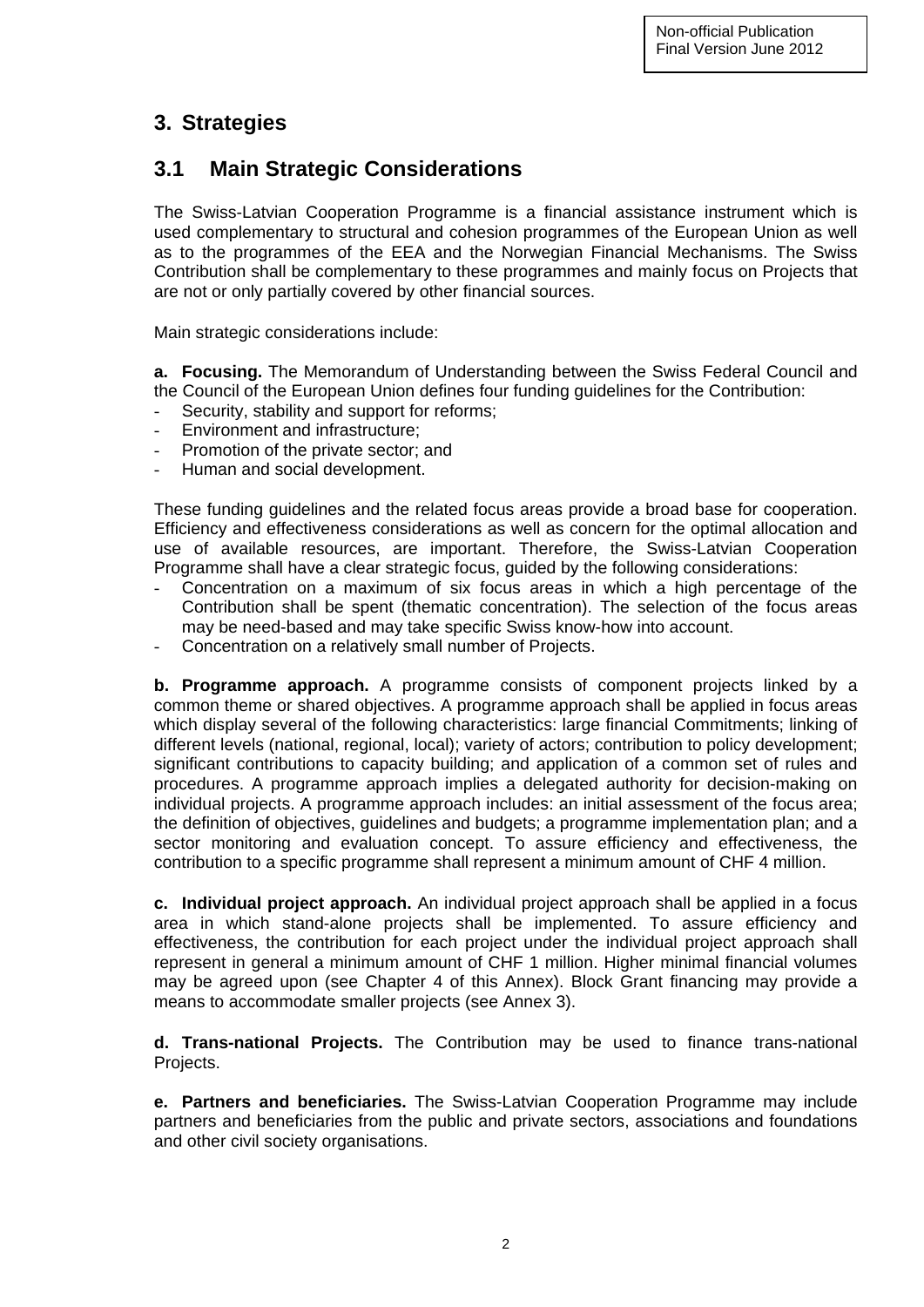# 3. Strategies

## 3.1 Main Strategic Considerations

The Swiss-Latvian Cooperation Programme is a financial assistance instrument which is used complementary to structural and cohesion programmes of the European Union as well as to the programmes of the EEA and the Norwegian Financial Mechanisms. The Swiss Contribution shall be complementary to these programmes and mainly focus on Projects that are not or only partially covered by other financial sources.

Main strategic considerations include:

**a. Focusing.** The Memorandum of Understanding between the Swiss Federal Council and the Council of the European Union defines four funding guidelines for the Contribution:

- Security, stability and support for reforms;
- Environment and infrastructure;
- Promotion of the private sector; and
- Human and social development.

These funding guidelines and the related focus areas provide a broad base for cooperation. Efficiency and effectiveness considerations as well as concern for the optimal allocation and use of available resources, are important. Therefore, the Swiss-Latvian Cooperation Programme shall have a clear strategic focus, guided by the following considerations:

- Concentration on a maximum of six focus areas in which a high percentage of the Contribution shall be spent (thematic concentration). The selection of the focus areas may be need-based and may take specific Swiss know-how into account.
- Concentration on a relatively small number of Projects.

**b. Programme approach.** A programme consists of component projects linked by a common theme or shared objectives. A programme approach shall be applied in focus areas which display several of the following characteristics: large financial Commitments; linking of different levels (national, regional, local); variety of actors; contribution to policy development; significant contributions to capacity building; and application of a common set of rules and procedures. A programme approach implies a delegated authority for decision-making on individual projects. A programme approach includes: an initial assessment of the focus area; the definition of objectives, guidelines and budgets; a programme implementation plan; and a sector monitoring and evaluation concept. To assure efficiency and effectiveness, the contribution to a specific programme shall represent a minimum amount of CHF 4 million.

**c. Individual project approach.** An individual project approach shall be applied in a focus area in which stand-alone projects shall be implemented. To assure efficiency and effectiveness, the contribution for each project under the individual project approach shall represent in general a minimum amount of CHF 1 million. Higher minimal financial volumes may be agreed upon (see Chapter 4 of this Annex). Block Grant financing may provide a means to accommodate smaller projects (see Annex 3).

**d. Trans-national Projects.** The Contribution may be used to finance trans-national Projects.

**e. Partners and beneficiaries.** The Swiss-Latvian Cooperation Programme may include partners and beneficiaries from the public and private sectors, associations and foundations and other civil society organisations.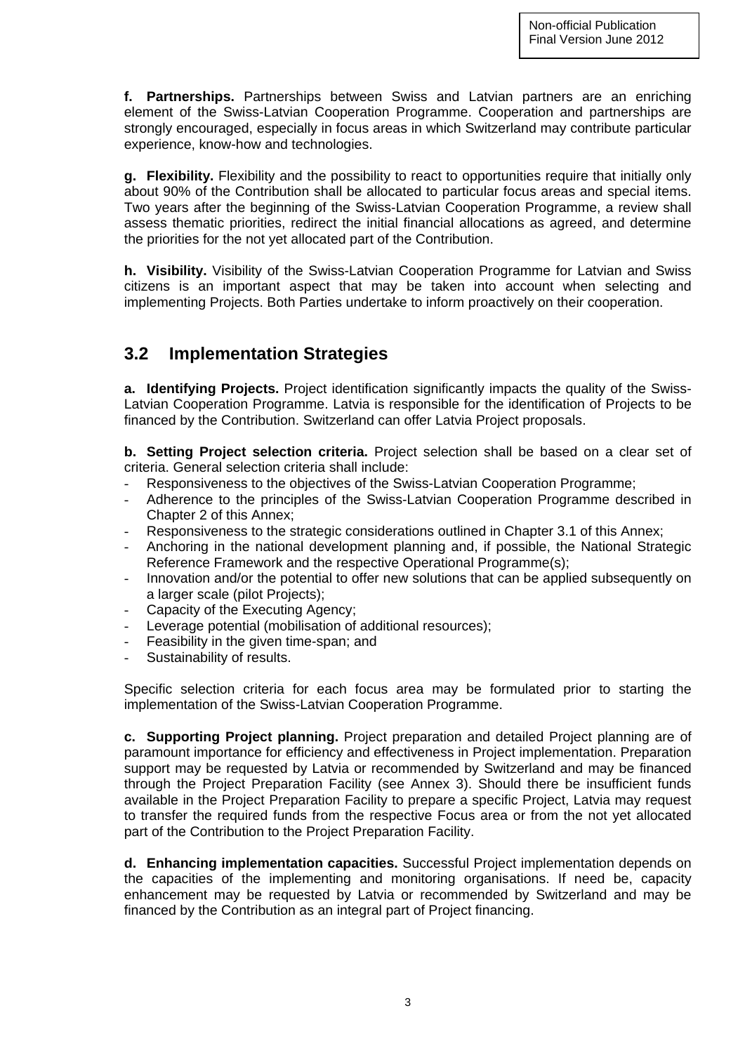**f. Partnerships.** Partnerships between Swiss and Latvian partners are an enriching element of the Swiss-Latvian Cooperation Programme. Cooperation and partnerships are strongly encouraged, especially in focus areas in which Switzerland may contribute particular experience, know-how and technologies.

**g. Flexibility.** Flexibility and the possibility to react to opportunities require that initially only about 90% of the Contribution shall be allocated to particular focus areas and special items. Two years after the beginning of the Swiss-Latvian Cooperation Programme, a review shall assess thematic priorities, redirect the initial financial allocations as agreed, and determine the priorities for the not yet allocated part of the Contribution.

**h. Visibility.** Visibility of the Swiss-Latvian Cooperation Programme for Latvian and Swiss citizens is an important aspect that may be taken into account when selecting and implementing Projects. Both Parties undertake to inform proactively on their cooperation.

## 3.2 Implementation Strategies

**a. Identifying Projects.** Project identification significantly impacts the quality of the Swiss-Latvian Cooperation Programme. Latvia is responsible for the identification of Projects to be financed by the Contribution. Switzerland can offer Latvia Project proposals.

**b. Setting Project selection criteria.** Project selection shall be based on a clear set of criteria. General selection criteria shall include:

- Responsiveness to the objectives of the Swiss-Latvian Cooperation Programme;
- Adherence to the principles of the Swiss-Latvian Cooperation Programme described in Chapter 2 of this Annex;
- Responsiveness to the strategic considerations outlined in Chapter 3.1 of this Annex;
- Anchoring in the national development planning and, if possible, the National Strategic Reference Framework and the respective Operational Programme(s);
- Innovation and/or the potential to offer new solutions that can be applied subsequently on a larger scale (pilot Projects);
- Capacity of the Executing Agency;
- Leverage potential (mobilisation of additional resources);
- Feasibility in the given time-span; and
- Sustainability of results.

Specific selection criteria for each focus area may be formulated prior to starting the implementation of the Swiss-Latvian Cooperation Programme.

**c. Supporting Project planning.** Project preparation and detailed Project planning are of paramount importance for efficiency and effectiveness in Project implementation. Preparation support may be requested by Latvia or recommended by Switzerland and may be financed through the Project Preparation Facility (see Annex 3). Should there be insufficient funds available in the Project Preparation Facility to prepare a specific Project, Latvia may request to transfer the required funds from the respective Focus area or from the not yet allocated part of the Contribution to the Project Preparation Facility.

**d. Enhancing implementation capacities.** Successful Project implementation depends on the capacities of the implementing and monitoring organisations. If need be, capacity enhancement may be requested by Latvia or recommended by Switzerland and may be financed by the Contribution as an integral part of Project financing.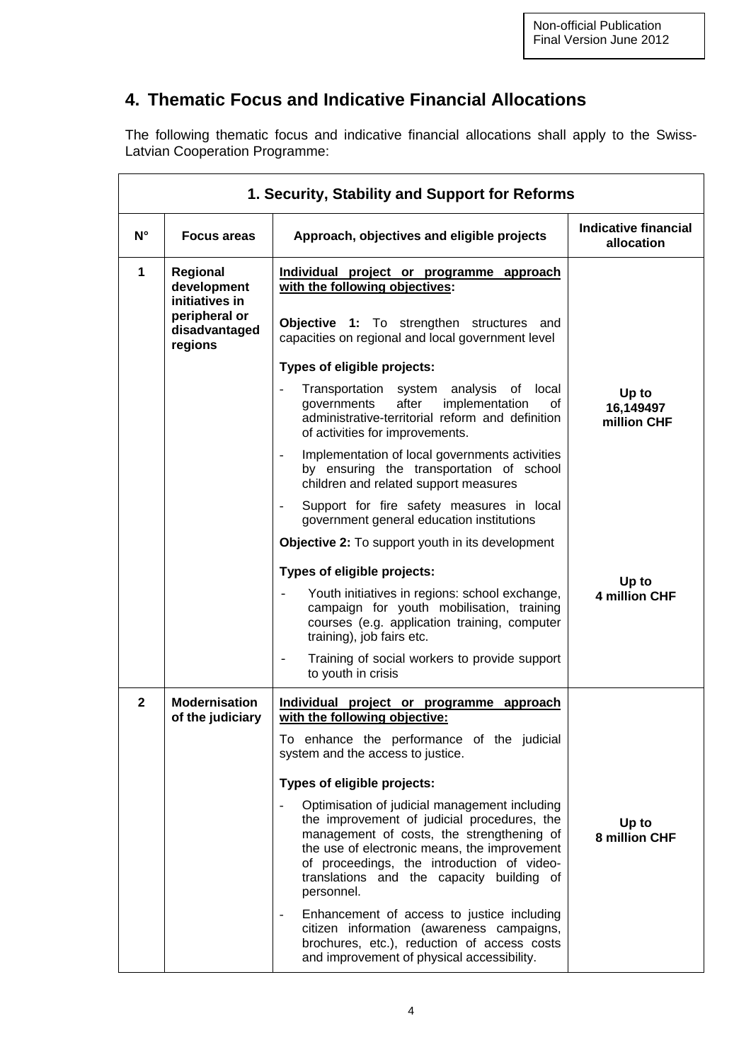## 4. Thematic Focus and Indicative Financial Allocations

The following thematic focus and indicative financial allocations shall apply to the Swiss-Latvian Cooperation Programme:

| 1. Security, Stability and Support for Reforms | | | |
|---|---|---|---|
| **N°** | **Focus areas** | **Approach, objectives and eligible projects** | **Indicative financial allocation** |
| **1** | **Regional development initiatives in peripheral or disadvantaged regions** | **<u>Individual project or programme approach with the following objectives:</u>**<br><br>**Objective 1:** To strengthen structures and capacities on regional and local government level<br><br>**Types of eligible projects:**<br>- Transportation system analysis of local governments after implementation of administrative-territorial reform and definition of activities for improvements.<br>- Implementation of local governments activities by ensuring the transportation of school children and related support measures<br>- Support for fire safety measures in local government general education institutions | **Up to 16,149497 million CHF** |
| | | **Objective 2:** To support youth in its development<br><br>**Types of eligible projects:**<br>- Youth initiatives in regions: school exchange, campaign for youth mobilisation, training courses (e.g. application training, computer training), job fairs etc.<br>- Training of social workers to provide support to youth in crisis | **Up to 4 million CHF** |
| **2** | **Modernisation of the judiciary** | **<u>Individual project or programme approach with the following objective:</u>**<br><br>To enhance the performance of the judicial system and the access to justice.<br><br>**Types of eligible projects:**<br>- Optimisation of judicial management including the improvement of judicial procedures, the management of costs, the strengthening of the use of electronic means, the improvement of proceedings, the introduction of video-translations and the capacity building of personnel.<br>- Enhancement of access to justice including citizen information (awareness campaigns, brochures, etc.), reduction of access costs and improvement of physical accessibility. | **Up to 8 million CHF** |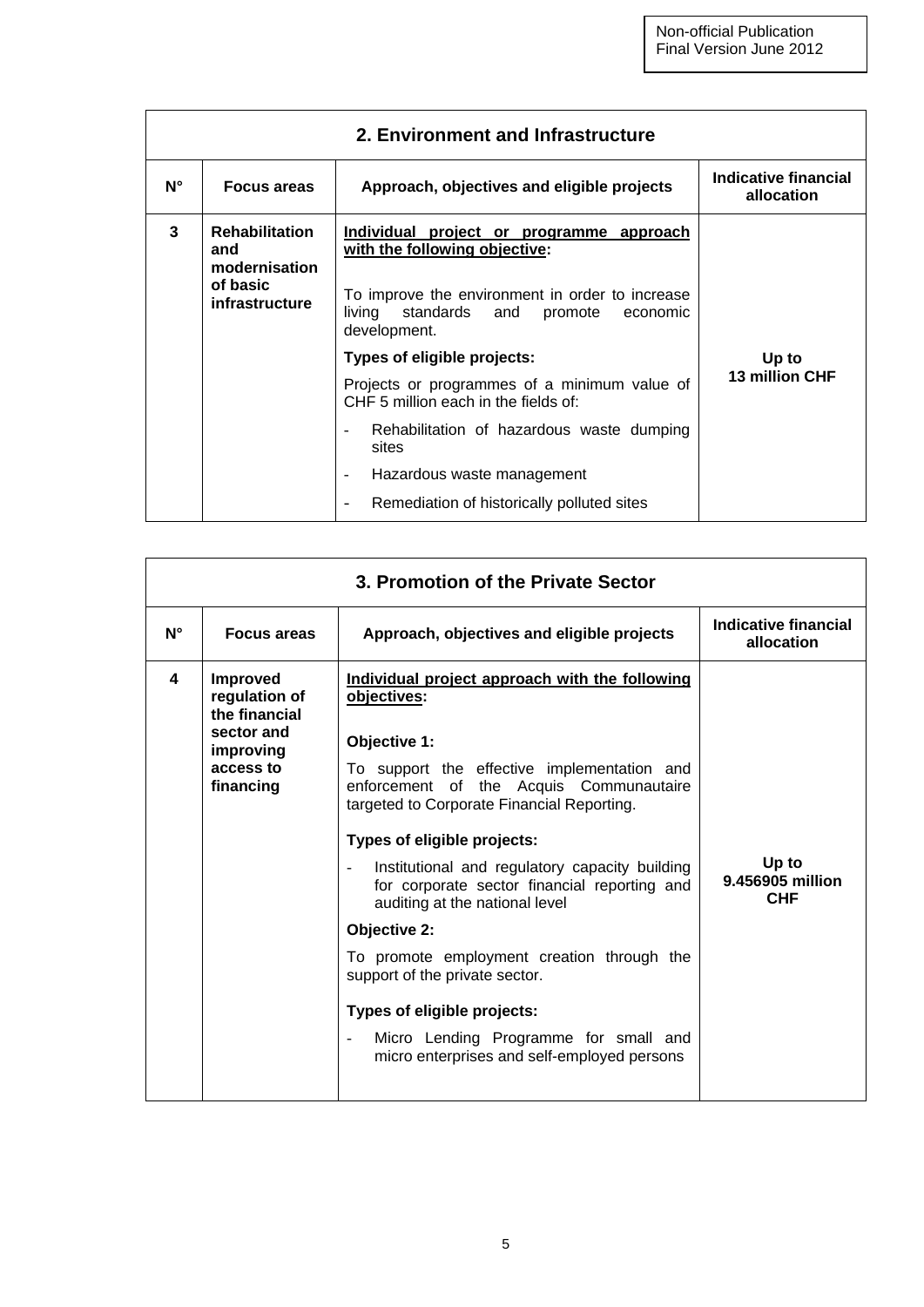## 2. Environment and Infrastructure

| N° | Focus areas | Approach, objectives and eligible projects | Indicative financial allocation |
|---|---|---|---|
| 3 | **Rehabilitation and modernisation of basic infrastructure** | **Individual project or programme approach with the following objective:**<br><br>To improve the environment in order to increase living standards and promote economic development.<br><br>**Types of eligible projects:**<br><br>Projects or programmes of a minimum value of CHF 5 million each in the fields of:<br><br>- Rehabilitation of hazardous waste dumping sites<br>- Hazardous waste management<br>- Remediation of historically polluted sites | **Up to 13 million CHF** |

## 3. Promotion of the Private Sector

| N° | Focus areas | Approach, objectives and eligible projects | Indicative financial allocation |
|---|---|---|---|
| 4 | **Improved regulation of the financial sector and improving access to financing** | **Individual project approach with the following objectives:**<br><br>**Objective 1:**<br><br>To support the effective implementation and enforcement of the Acquis Communautaire targeted to Corporate Financial Reporting.<br><br>**Types of eligible projects:**<br><br>- Institutional and regulatory capacity building for corporate sector financial reporting and auditing at the national level<br><br>**Objective 2:**<br><br>To promote employment creation through the support of the private sector.<br><br>**Types of eligible projects:**<br><br>- Micro Lending Programme for small and micro enterprises and self-employed persons | **Up to 9.456905 million CHF** |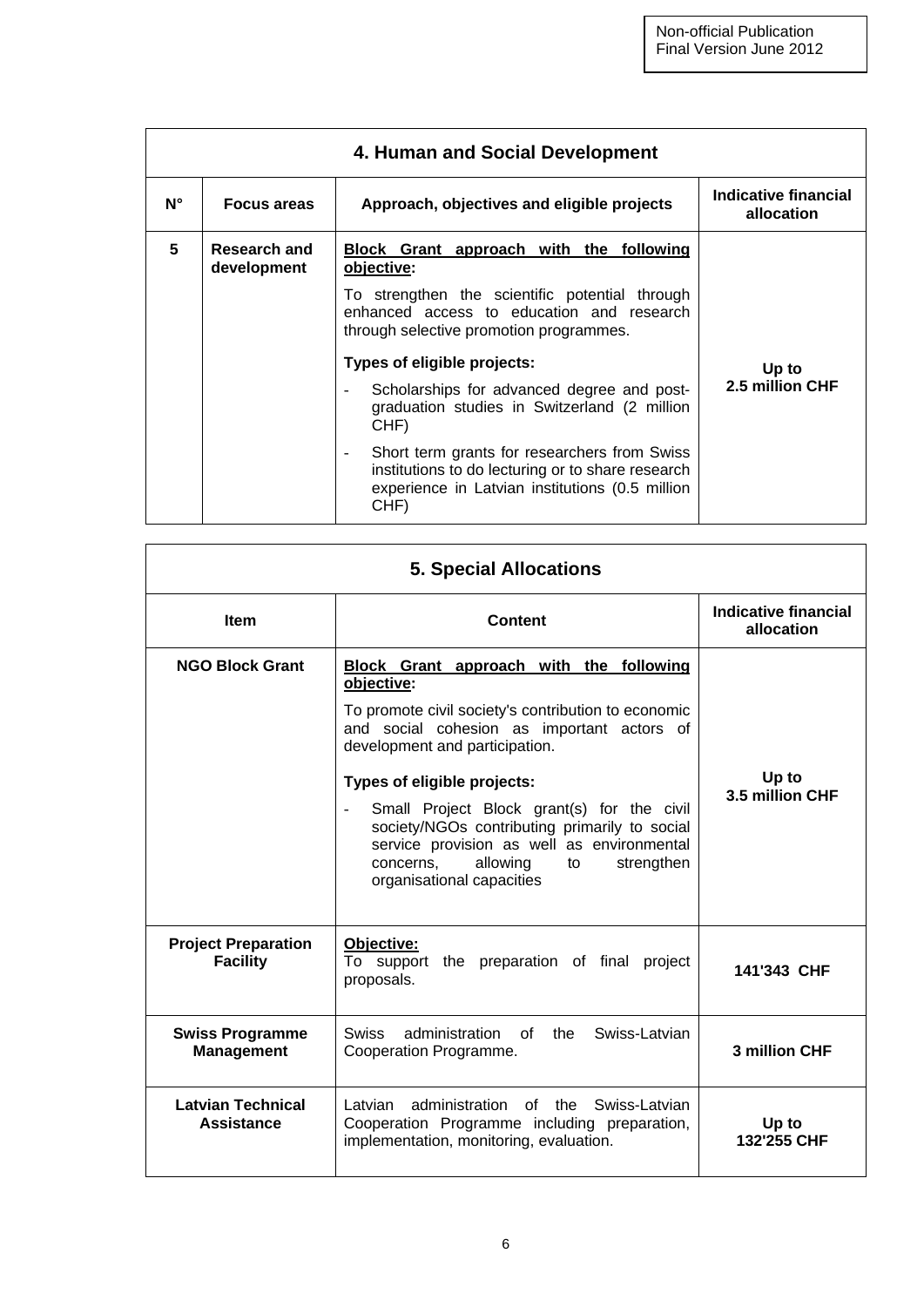| 4. Human and Social Development | | | |
|---|---|---|---|
| **N°** | **Focus areas** | **Approach, objectives and eligible projects** | **Indicative financial allocation** |
| **5** | **Research and development** | **Block Grant approach with the following objective:** To strengthen the scientific potential through enhanced access to education and research through selective promotion programmes. **Types of eligible projects:** - Scholarships for advanced degree and post-graduation studies in Switzerland (2 million CHF) - Short term grants for researchers from Swiss institutions to do lecturing or to share research experience in Latvian institutions (0.5 million CHF) | **Up to 2.5 million CHF** |

| 5. Special Allocations | | |
|---|---|---|
| **Item** | **Content** | **Indicative financial allocation** |
| **NGO Block Grant** | **Block Grant approach with the following objective:** To promote civil society's contribution to economic and social cohesion as important actors of development and participation. **Types of eligible projects:** - Small Project Block grant(s) for the civil society/NGOs contributing primarily to social service provision as well as environmental concerns, allowing to strengthen organisational capacities | **Up to 3.5 million CHF** |
| **Project Preparation Facility** | **Objective:** To support the preparation of final project proposals. | **141'343 CHF** |
| **Swiss Programme Management** | Swiss administration of the Swiss-Latvian Cooperation Programme. | **3 million CHF** |
| **Latvian Technical Assistance** | Latvian administration of the Swiss-Latvian Cooperation Programme including preparation, implementation, monitoring, evaluation. | **Up to 132'255 CHF** |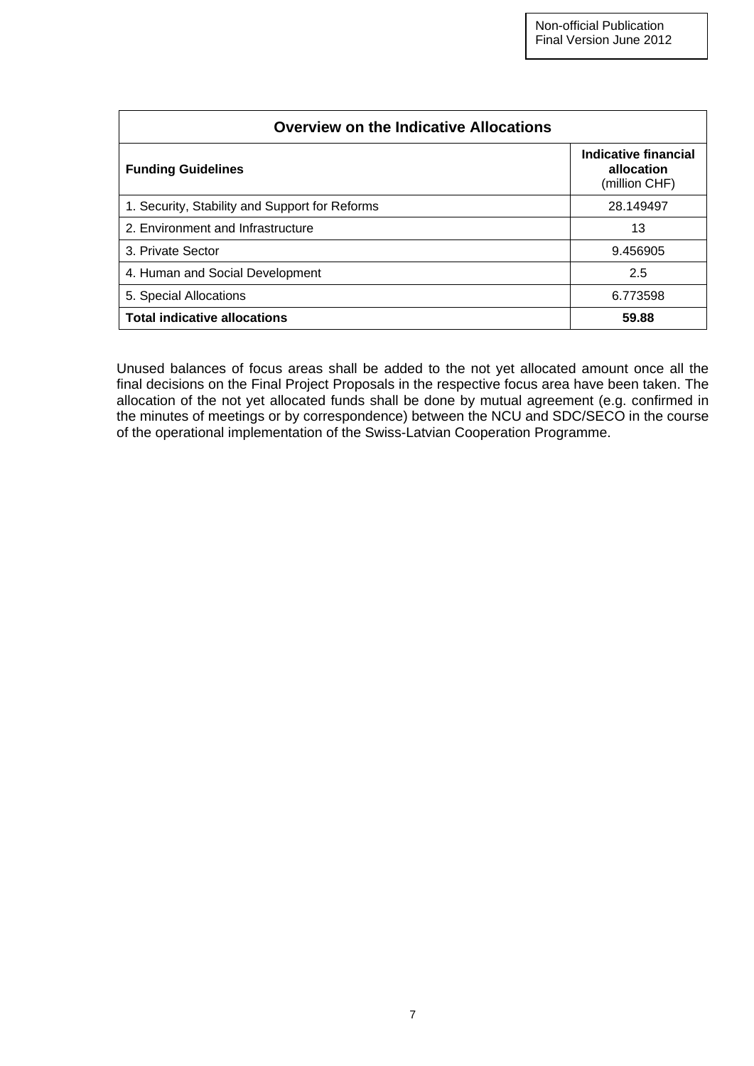| Overview on the Indicative Allocations | |
|---|---|
| **Funding Guidelines** | **Indicative financial allocation** (million CHF) |
| 1. Security, Stability and Support for Reforms | 28.149497 |
| 2. Environment and Infrastructure | 13 |
| 3. Private Sector | 9.456905 |
| 4. Human and Social Development | 2.5 |
| 5. Special Allocations | 6.773598 |
| **Total indicative allocations** | **59.88** |

Unused balances of focus areas shall be added to the not yet allocated amount once all the final decisions on the Final Project Proposals in the respective focus area have been taken. The allocation of the not yet allocated funds shall be done by mutual agreement (e.g. confirmed in the minutes of meetings or by correspondence) between the NCU and SDC/SECO in the course of the operational implementation of the Swiss-Latvian Cooperation Programme.